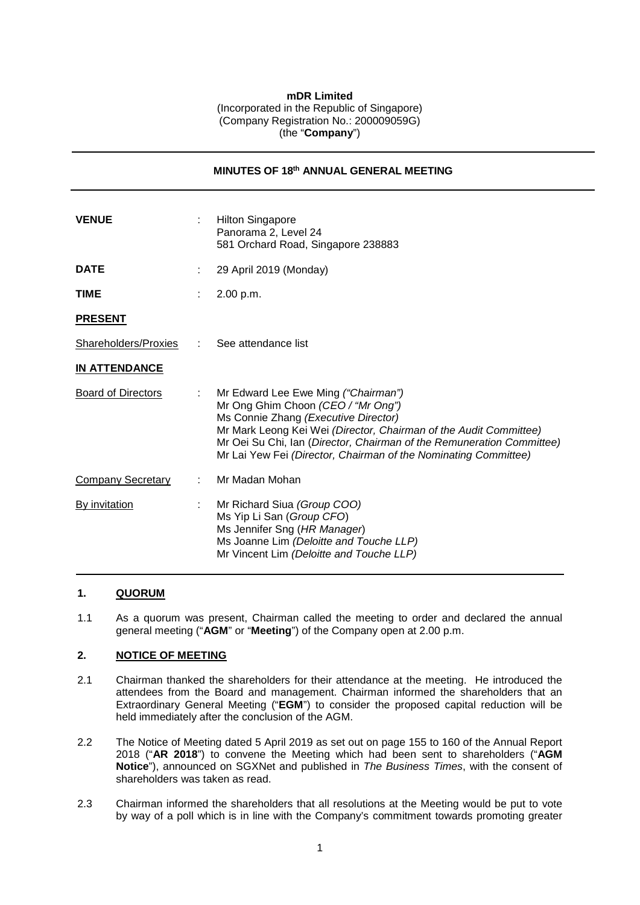**mDR Limited**
(Incorporated in the Republic of Singapore)
(Company Registration No.: 200009059G)
(the "**Company**")

---

**MINUTES OF 18th ANNUAL GENERAL MEETING**

---

| | | |
|---|---|---|
| **VENUE** | : | Hilton Singapore<br>Panorama 2, Level 24<br>581 Orchard Road, Singapore 238883 |
| **DATE** | : | 29 April 2019 (Monday) |
| **TIME** | : | 2.00 p.m. |
| **PRESENT** | | |
| Shareholders/Proxies | : | See attendance list |
| **IN ATTENDANCE** | | |
| Board of Directors | : | Mr Edward Lee Ewe Ming *("Chairman")*<br>Mr Ong Ghim Choon *(CEO / "Mr Ong")*<br>Ms Connie Zhang *(Executive Director)*<br>Mr Mark Leong Kei Wei *(Director, Chairman of the Audit Committee)*<br>Mr Oei Su Chi, Ian *(Director, Chairman of the Remuneration Committee)*<br>Mr Lai Yew Fei *(Director, Chairman of the Nominating Committee)* |
| Company Secretary | : | Mr Madan Mohan |
| By invitation | : | Mr Richard Siua *(Group COO)*<br>Ms Yip Li San (*Group CFO*)<br>Ms Jennifer Sng (*HR Manager*)<br>Ms Joanne Lim *(Deloitte and Touche LLP)*<br>Mr Vincent Lim *(Deloitte and Touche LLP)* |

---

## 1. QUORUM

1.1 As a quorum was present, Chairman called the meeting to order and declared the annual general meeting ("**AGM**" or "**Meeting**") of the Company open at 2.00 p.m.

## 2. NOTICE OF MEETING

2.1 Chairman thanked the shareholders for their attendance at the meeting. He introduced the attendees from the Board and management. Chairman informed the shareholders that an Extraordinary General Meeting ("**EGM**") to consider the proposed capital reduction will be held immediately after the conclusion of the AGM.

2.2 The Notice of Meeting dated 5 April 2019 as set out on page 155 to 160 of the Annual Report 2018 ("**AR 2018**") to convene the Meeting which had been sent to shareholders ("**AGM Notice**"), announced on SGXNet and published in *The Business Times*, with the consent of shareholders was taken as read.

2.3 Chairman informed the shareholders that all resolutions at the Meeting would be put to vote by way of a poll which is in line with the Company's commitment towards promoting greater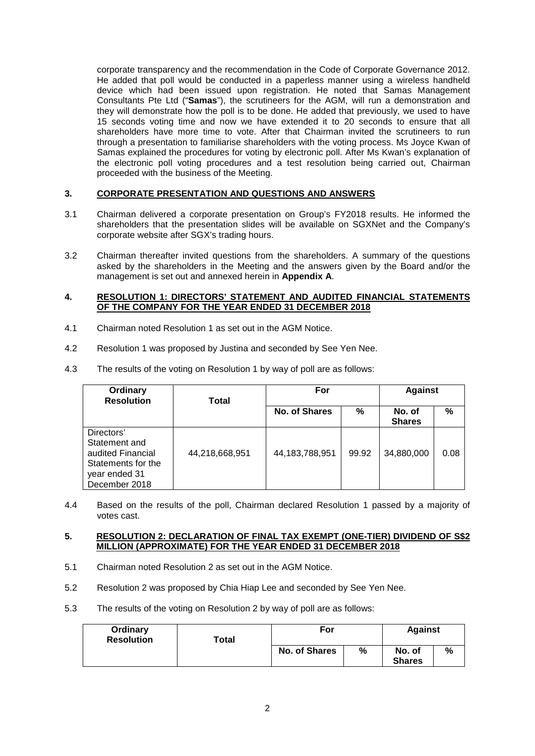corporate transparency and the recommendation in the Code of Corporate Governance 2012. He added that poll would be conducted in a paperless manner using a wireless handheld device which had been issued upon registration. He noted that Samas Management Consultants Pte Ltd ("**Samas**"), the scrutineers for the AGM, will run a demonstration and they will demonstrate how the poll is to be done. He added that previously, we used to have 15 seconds voting time and now we have extended it to 20 seconds to ensure that all shareholders have more time to vote. After that Chairman invited the scrutineers to run through a presentation to familiarise shareholders with the voting process. Ms Joyce Kwan of Samas explained the procedures for voting by electronic poll. After Ms Kwan's explanation of the electronic poll voting procedures and a test resolution being carried out, Chairman proceeded with the business of the Meeting.

## 3. CORPORATE PRESENTATION AND QUESTIONS AND ANSWERS

3.1 Chairman delivered a corporate presentation on Group's FY2018 results. He informed the shareholders that the presentation slides will be available on SGXNet and the Company's corporate website after SGX's trading hours.

3.2 Chairman thereafter invited questions from the shareholders. A summary of the questions asked by the shareholders in the Meeting and the answers given by the Board and/or the management is set out and annexed herein in **Appendix A**.

## 4. RESOLUTION 1: DIRECTORS' STATEMENT AND AUDITED FINANCIAL STATEMENTS OF THE COMPANY FOR THE YEAR ENDED 31 DECEMBER 2018

4.1 Chairman noted Resolution 1 as set out in the AGM Notice.

4.2 Resolution 1 was proposed by Justina and seconded by See Yen Nee.

4.3 The results of the voting on Resolution 1 by way of poll are as follows:

| Ordinary Resolution | Total | For | | Against | |
|---|---|---|---|---|---|
| | | No. of Shares | % | No. of Shares | % |
| Directors' Statement and audited Financial Statements for the year ended 31 December 2018 | 44,218,668,951 | 44,183,788,951 | 99.92 | 34,880,000 | 0.08 |

4.4 Based on the results of the poll, Chairman declared Resolution 1 passed by a majority of votes cast.

## 5. RESOLUTION 2: DECLARATION OF FINAL TAX EXEMPT (ONE-TIER) DIVIDEND OF S$2 MILLION (APPROXIMATE) FOR THE YEAR ENDED 31 DECEMBER 2018

5.1 Chairman noted Resolution 2 as set out in the AGM Notice.

5.2 Resolution 2 was proposed by Chia Hiap Lee and seconded by See Yen Nee.

5.3 The results of the voting on Resolution 2 by way of poll are as follows:

| Ordinary Resolution | Total | For | | Against | |
|---|---|---|---|---|---|
| | | No. of Shares | % | No. of Shares | % |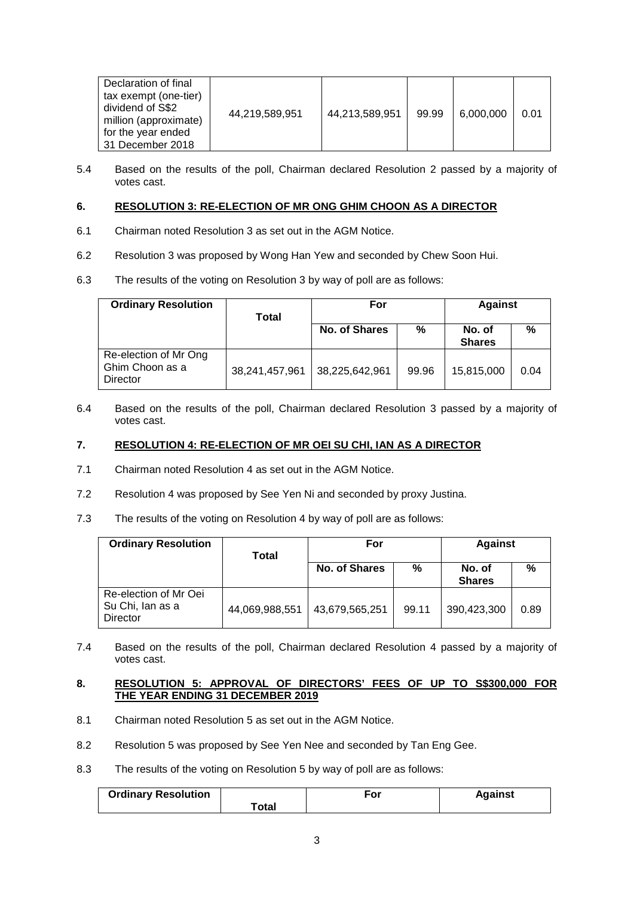| Declaration of final tax exempt (one-tier) dividend of S$2 million (approximate) for the year ended 31 December 2018 | 44,219,589,951 | 44,213,589,951 | 99.99 | 6,000,000 | 0.01 |
|---|---|---|---|---|---|

5.4 Based on the results of the poll, Chairman declared Resolution 2 passed by a majority of votes cast.

## 6. RESOLUTION 3: RE-ELECTION OF MR ONG GHIM CHOON AS A DIRECTOR

6.1 Chairman noted Resolution 3 as set out in the AGM Notice.

6.2 Resolution 3 was proposed by Wong Han Yew and seconded by Chew Soon Hui.

6.3 The results of the voting on Resolution 3 by way of poll are as follows:

| Ordinary Resolution | Total | For | | Against | |
|---|---|---|---|---|---|
| | | No. of Shares | % | No. of Shares | % |
| Re-election of Mr Ong Ghim Choon as a Director | 38,241,457,961 | 38,225,642,961 | 99.96 | 15,815,000 | 0.04 |

6.4 Based on the results of the poll, Chairman declared Resolution 3 passed by a majority of votes cast.

## 7. RESOLUTION 4: RE-ELECTION OF MR OEI SU CHI, IAN AS A DIRECTOR

7.1 Chairman noted Resolution 4 as set out in the AGM Notice.

7.2 Resolution 4 was proposed by See Yen Ni and seconded by proxy Justina.

7.3 The results of the voting on Resolution 4 by way of poll are as follows:

| Ordinary Resolution | Total | For | | Against | |
|---|---|---|---|---|---|
| | | No. of Shares | % | No. of Shares | % |
| Re-election of Mr Oei Su Chi, Ian as a Director | 44,069,988,551 | 43,679,565,251 | 99.11 | 390,423,300 | 0.89 |

7.4 Based on the results of the poll, Chairman declared Resolution 4 passed by a majority of votes cast.

## 8. RESOLUTION 5: APPROVAL OF DIRECTORS' FEES OF UP TO S$300,000 FOR THE YEAR ENDING 31 DECEMBER 2019

8.1 Chairman noted Resolution 5 as set out in the AGM Notice.

8.2 Resolution 5 was proposed by See Yen Nee and seconded by Tan Eng Gee.

8.3 The results of the voting on Resolution 5 by way of poll are as follows:

| Ordinary Resolution | Total | For | Against |
|---|---|---|---|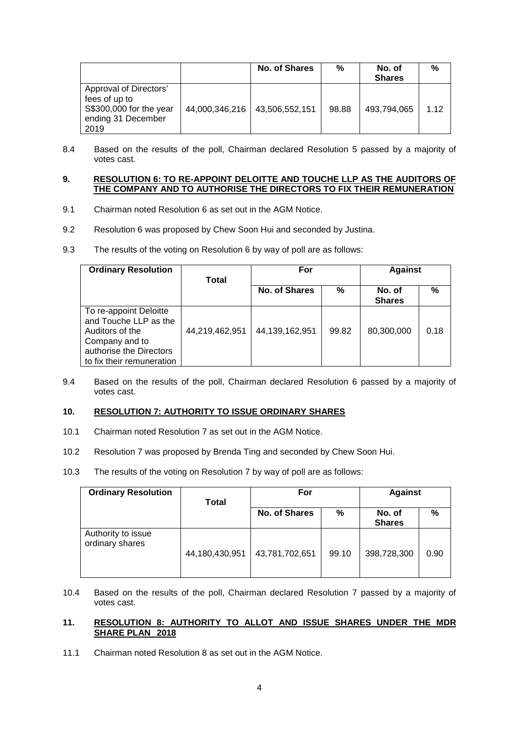| | | No. of Shares | % | No. of Shares | % |
|---|---|---|---|---|---|
| Approval of Directors' fees of up to S$300,000 for the year ending 31 December 2019 | 44,000,346,216 | 43,506,552,151 | 98.88 | 493,794,065 | 1.12 |

8.4 Based on the results of the poll, Chairman declared Resolution 5 passed by a majority of votes cast.

**9. RESOLUTION 6: TO RE-APPOINT DELOITTE AND TOUCHE LLP AS THE AUDITORS OF THE COMPANY AND TO AUTHORISE THE DIRECTORS TO FIX THEIR REMUNERATION**

9.1 Chairman noted Resolution 6 as set out in the AGM Notice.

9.2 Resolution 6 was proposed by Chew Soon Hui and seconded by Justina.

9.3 The results of the voting on Resolution 6 by way of poll are as follows:

| Ordinary Resolution | Total | For | | Against | |
|---|---|---|---|---|---|
| | | No. of Shares | % | No. of Shares | % |
| To re-appoint Deloitte and Touche LLP as the Auditors of the Company and to authorise the Directors to fix their remuneration | 44,219,462,951 | 44,139,162,951 | 99.82 | 80,300,000 | 0.18 |

9.4 Based on the results of the poll, Chairman declared Resolution 6 passed by a majority of votes cast.

**10. RESOLUTION 7: AUTHORITY TO ISSUE ORDINARY SHARES**

10.1 Chairman noted Resolution 7 as set out in the AGM Notice.

10.2 Resolution 7 was proposed by Brenda Ting and seconded by Chew Soon Hui.

10.3 The results of the voting on Resolution 7 by way of poll are as follows:

| Ordinary Resolution | Total | For | | Against | |
|---|---|---|---|---|---|
| | | No. of Shares | % | No. of Shares | % |
| Authority to issue ordinary shares | 44,180,430,951 | 43,781,702,651 | 99.10 | 398,728,300 | 0.90 |

10.4 Based on the results of the poll, Chairman declared Resolution 7 passed by a majority of votes cast.

**11. RESOLUTION 8: AUTHORITY TO ALLOT AND ISSUE SHARES UNDER THE MDR SHARE PLAN 2018**

11.1 Chairman noted Resolution 8 as set out in the AGM Notice.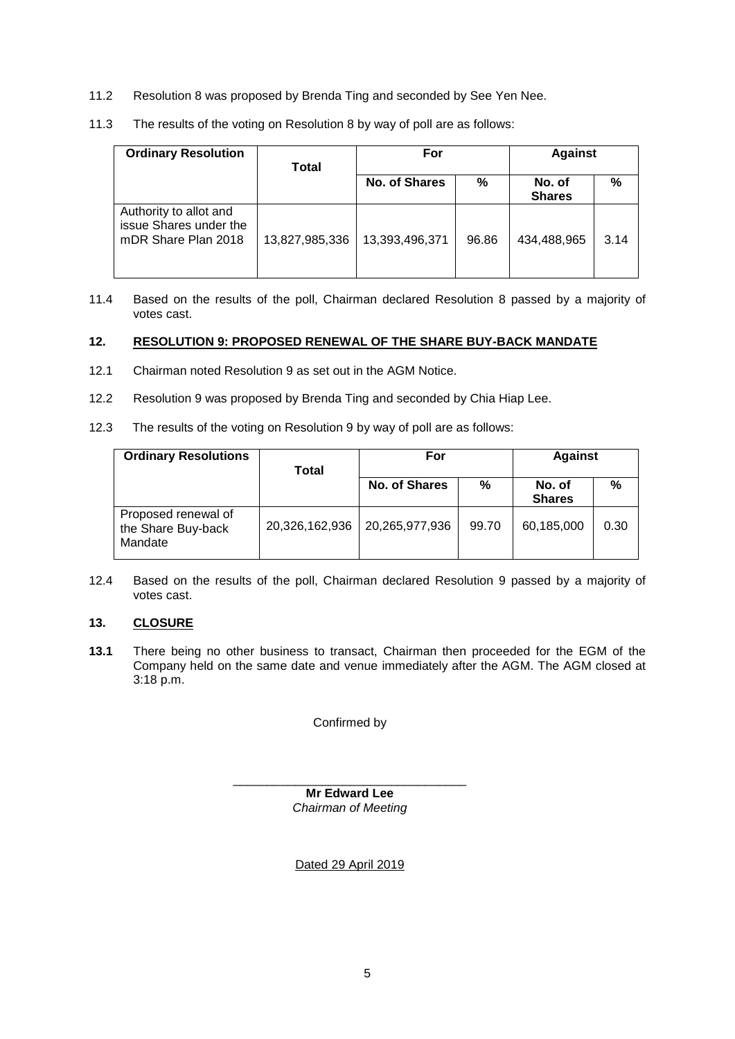11.2 Resolution 8 was proposed by Brenda Ting and seconded by See Yen Nee.

11.3 The results of the voting on Resolution 8 by way of poll are as follows:

| Ordinary Resolution | Total | For | | Against | |
|---|---|---|---|---|---|
| | | No. of Shares | % | No. of Shares | % |
| Authority to allot and issue Shares under the mDR Share Plan 2018 | 13,827,985,336 | 13,393,496,371 | 96.86 | 434,488,965 | 3.14 |

11.4 Based on the results of the poll, Chairman declared Resolution 8 passed by a majority of votes cast.

## 12. RESOLUTION 9: PROPOSED RENEWAL OF THE SHARE BUY-BACK MANDATE

12.1 Chairman noted Resolution 9 as set out in the AGM Notice.

12.2 Resolution 9 was proposed by Brenda Ting and seconded by Chia Hiap Lee.

12.3 The results of the voting on Resolution 9 by way of poll are as follows:

| Ordinary Resolutions | Total | For | | Against | |
|---|---|---|---|---|---|
| | | No. of Shares | % | No. of Shares | % |
| Proposed renewal of the Share Buy-back Mandate | 20,326,162,936 | 20,265,977,936 | 99.70 | 60,185,000 | 0.30 |

12.4 Based on the results of the poll, Chairman declared Resolution 9 passed by a majority of votes cast.

## 13. CLOSURE

**13.1** There being no other business to transact, Chairman then proceeded for the EGM of the Company held on the same date and venue immediately after the AGM. The AGM closed at 3:18 p.m.

Confirmed by

\_\_\_\_\_\_\_\_\_\_\_\_\_\_\_\_\_\_\_\_\_\_\_\_\_\_\_\_\_\_\_\_\_\_\_\_

**Mr Edward Lee**

*Chairman of Meeting*

Dated 29 April 2019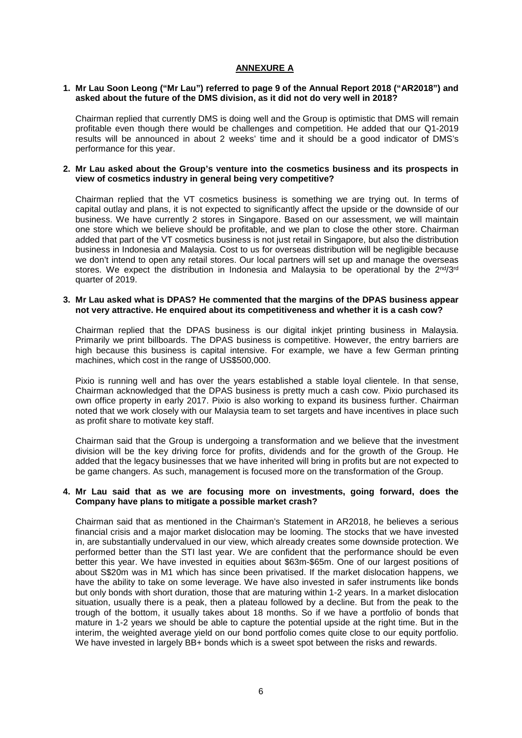## ANNEXURE A

1. **Mr Lau Soon Leong ("Mr Lau") referred to page 9 of the Annual Report 2018 ("AR2018") and asked about the future of the DMS division, as it did not do very well in 2018?**

   Chairman replied that currently DMS is doing well and the Group is optimistic that DMS will remain profitable even though there would be challenges and competition. He added that our Q1-2019 results will be announced in about 2 weeks' time and it should be a good indicator of DMS's performance for this year.

2. **Mr Lau asked about the Group's venture into the cosmetics business and its prospects in view of cosmetics industry in general being very competitive?**

   Chairman replied that the VT cosmetics business is something we are trying out. In terms of capital outlay and plans, it is not expected to significantly affect the upside or the downside of our business. We have currently 2 stores in Singapore. Based on our assessment, we will maintain one store which we believe should be profitable, and we plan to close the other store. Chairman added that part of the VT cosmetics business is not just retail in Singapore, but also the distribution business in Indonesia and Malaysia. Cost to us for overseas distribution will be negligible because we don't intend to open any retail stores. Our local partners will set up and manage the overseas stores. We expect the distribution in Indonesia and Malaysia to be operational by the 2nd/3rd quarter of 2019.

3. **Mr Lau asked what is DPAS? He commented that the margins of the DPAS business appear not very attractive. He enquired about its competitiveness and whether it is a cash cow?**

   Chairman replied that the DPAS business is our digital inkjet printing business in Malaysia. Primarily we print billboards. The DPAS business is competitive. However, the entry barriers are high because this business is capital intensive. For example, we have a few German printing machines, which cost in the range of US$500,000.

   Pixio is running well and has over the years established a stable loyal clientele. In that sense, Chairman acknowledged that the DPAS business is pretty much a cash cow. Pixio purchased its own office property in early 2017. Pixio is also working to expand its business further. Chairman noted that we work closely with our Malaysia team to set targets and have incentives in place such as profit share to motivate key staff.

   Chairman said that the Group is undergoing a transformation and we believe that the investment division will be the key driving force for profits, dividends and for the growth of the Group. He added that the legacy businesses that we have inherited will bring in profits but are not expected to be game changers. As such, management is focused more on the transformation of the Group.

4. **Mr Lau said that as we are focusing more on investments, going forward, does the Company have plans to mitigate a possible market crash?**

   Chairman said that as mentioned in the Chairman's Statement in AR2018, he believes a serious financial crisis and a major market dislocation may be looming. The stocks that we have invested in, are substantially undervalued in our view, which already creates some downside protection. We performed better than the STI last year. We are confident that the performance should be even better this year. We have invested in equities about $63m-$65m. One of our largest positions of about S$20m was in M1 which has since been privatised. If the market dislocation happens, we have the ability to take on some leverage. We have also invested in safer instruments like bonds but only bonds with short duration, those that are maturing within 1-2 years. In a market dislocation situation, usually there is a peak, then a plateau followed by a decline. But from the peak to the trough of the bottom, it usually takes about 18 months. So if we have a portfolio of bonds that mature in 1-2 years we should be able to capture the potential upside at the right time. But in the interim, the weighted average yield on our bond portfolio comes quite close to our equity portfolio. We have invested in largely BB+ bonds which is a sweet spot between the risks and rewards.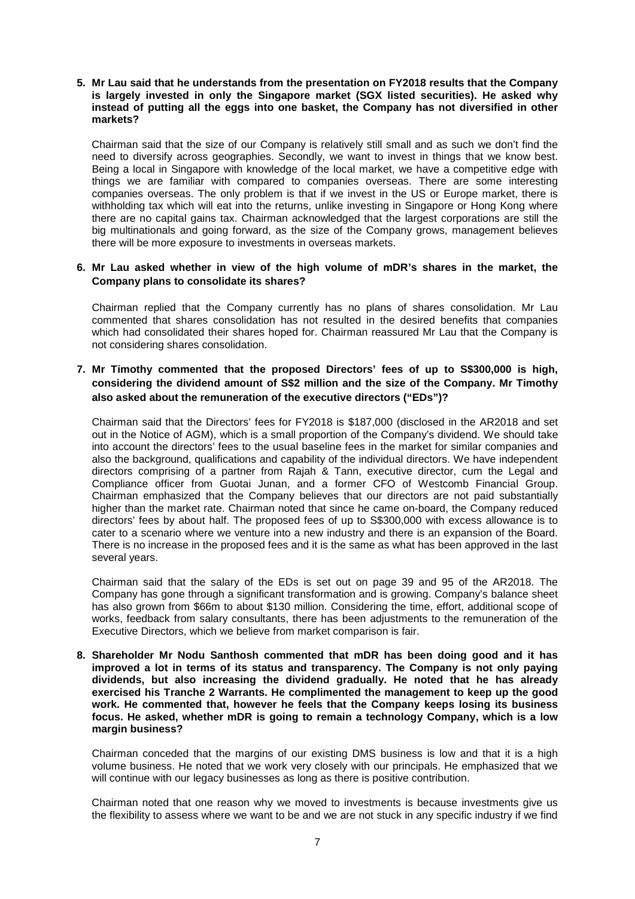**5. Mr Lau said that he understands from the presentation on FY2018 results that the Company is largely invested in only the Singapore market (SGX listed securities). He asked why instead of putting all the eggs into one basket, the Company has not diversified in other markets?**

Chairman said that the size of our Company is relatively still small and as such we don't find the need to diversify across geographies. Secondly, we want to invest in things that we know best. Being a local in Singapore with knowledge of the local market, we have a competitive edge with things we are familiar with compared to companies overseas. There are some interesting companies overseas. The only problem is that if we invest in the US or Europe market, there is withholding tax which will eat into the returns, unlike investing in Singapore or Hong Kong where there are no capital gains tax. Chairman acknowledged that the largest corporations are still the big multinationals and going forward, as the size of the Company grows, management believes there will be more exposure to investments in overseas markets.

**6. Mr Lau asked whether in view of the high volume of mDR's shares in the market, the Company plans to consolidate its shares?**

Chairman replied that the Company currently has no plans of shares consolidation. Mr Lau commented that shares consolidation has not resulted in the desired benefits that companies which had consolidated their shares hoped for. Chairman reassured Mr Lau that the Company is not considering shares consolidation.

**7. Mr Timothy commented that the proposed Directors' fees of up to S$300,000 is high, considering the dividend amount of S$2 million and the size of the Company. Mr Timothy also asked about the remuneration of the executive directors ("EDs")?**

Chairman said that the Directors' fees for FY2018 is $187,000 (disclosed in the AR2018 and set out in the Notice of AGM), which is a small proportion of the Company's dividend. We should take into account the directors' fees to the usual baseline fees in the market for similar companies and also the background, qualifications and capability of the individual directors. We have independent directors comprising of a partner from Rajah & Tann, executive director, cum the Legal and Compliance officer from Guotai Junan, and a former CFO of Westcomb Financial Group. Chairman emphasized that the Company believes that our directors are not paid substantially higher than the market rate. Chairman noted that since he came on-board, the Company reduced directors' fees by about half. The proposed fees of up to S$300,000 with excess allowance is to cater to a scenario where we venture into a new industry and there is an expansion of the Board. There is no increase in the proposed fees and it is the same as what has been approved in the last several years.

Chairman said that the salary of the EDs is set out on page 39 and 95 of the AR2018. The Company has gone through a significant transformation and is growing. Company's balance sheet has also grown from $66m to about $130 million. Considering the time, effort, additional scope of works, feedback from salary consultants, there has been adjustments to the remuneration of the Executive Directors, which we believe from market comparison is fair.

**8. Shareholder Mr Nodu Santhosh commented that mDR has been doing good and it has improved a lot in terms of its status and transparency. The Company is not only paying dividends, but also increasing the dividend gradually. He noted that he has already exercised his Tranche 2 Warrants. He complimented the management to keep up the good work. He commented that, however he feels that the Company keeps losing its business focus. He asked, whether mDR is going to remain a technology Company, which is a low margin business?**

Chairman conceded that the margins of our existing DMS business is low and that it is a high volume business. He noted that we work very closely with our principals. He emphasized that we will continue with our legacy businesses as long as there is positive contribution.

Chairman noted that one reason why we moved to investments is because investments give us the flexibility to assess where we want to be and we are not stuck in any specific industry if we find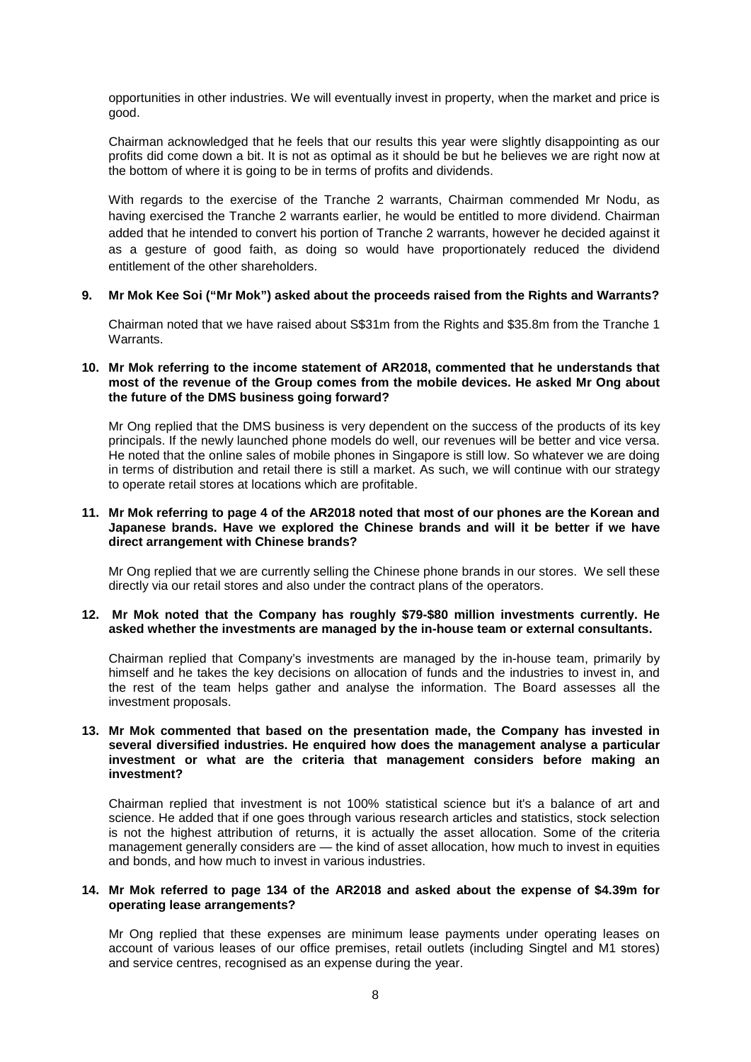opportunities in other industries. We will eventually invest in property, when the market and price is good.

Chairman acknowledged that he feels that our results this year were slightly disappointing as our profits did come down a bit. It is not as optimal as it should be but he believes we are right now at the bottom of where it is going to be in terms of profits and dividends.

With regards to the exercise of the Tranche 2 warrants, Chairman commended Mr Nodu, as having exercised the Tranche 2 warrants earlier, he would be entitled to more dividend. Chairman added that he intended to convert his portion of Tranche 2 warrants, however he decided against it as a gesture of good faith, as doing so would have proportionately reduced the dividend entitlement of the other shareholders.

**9. Mr Mok Kee Soi ("Mr Mok") asked about the proceeds raised from the Rights and Warrants?**

Chairman noted that we have raised about S$31m from the Rights and $35.8m from the Tranche 1 Warrants.

**10. Mr Mok referring to the income statement of AR2018, commented that he understands that most of the revenue of the Group comes from the mobile devices. He asked Mr Ong about the future of the DMS business going forward?**

Mr Ong replied that the DMS business is very dependent on the success of the products of its key principals. If the newly launched phone models do well, our revenues will be better and vice versa. He noted that the online sales of mobile phones in Singapore is still low. So whatever we are doing in terms of distribution and retail there is still a market. As such, we will continue with our strategy to operate retail stores at locations which are profitable.

**11. Mr Mok referring to page 4 of the AR2018 noted that most of our phones are the Korean and Japanese brands. Have we explored the Chinese brands and will it be better if we have direct arrangement with Chinese brands?**

Mr Ong replied that we are currently selling the Chinese phone brands in our stores. We sell these directly via our retail stores and also under the contract plans of the operators.

**12. Mr Mok noted that the Company has roughly $79-$80 million investments currently. He asked whether the investments are managed by the in-house team or external consultants.**

Chairman replied that Company's investments are managed by the in-house team, primarily by himself and he takes the key decisions on allocation of funds and the industries to invest in, and the rest of the team helps gather and analyse the information. The Board assesses all the investment proposals.

**13. Mr Mok commented that based on the presentation made, the Company has invested in several diversified industries. He enquired how does the management analyse a particular investment or what are the criteria that management considers before making an investment?**

Chairman replied that investment is not 100% statistical science but it's a balance of art and science. He added that if one goes through various research articles and statistics, stock selection is not the highest attribution of returns, it is actually the asset allocation. Some of the criteria management generally considers are — the kind of asset allocation, how much to invest in equities and bonds, and how much to invest in various industries.

**14. Mr Mok referred to page 134 of the AR2018 and asked about the expense of $4.39m for operating lease arrangements?**

Mr Ong replied that these expenses are minimum lease payments under operating leases on account of various leases of our office premises, retail outlets (including Singtel and M1 stores) and service centres, recognised as an expense during the year.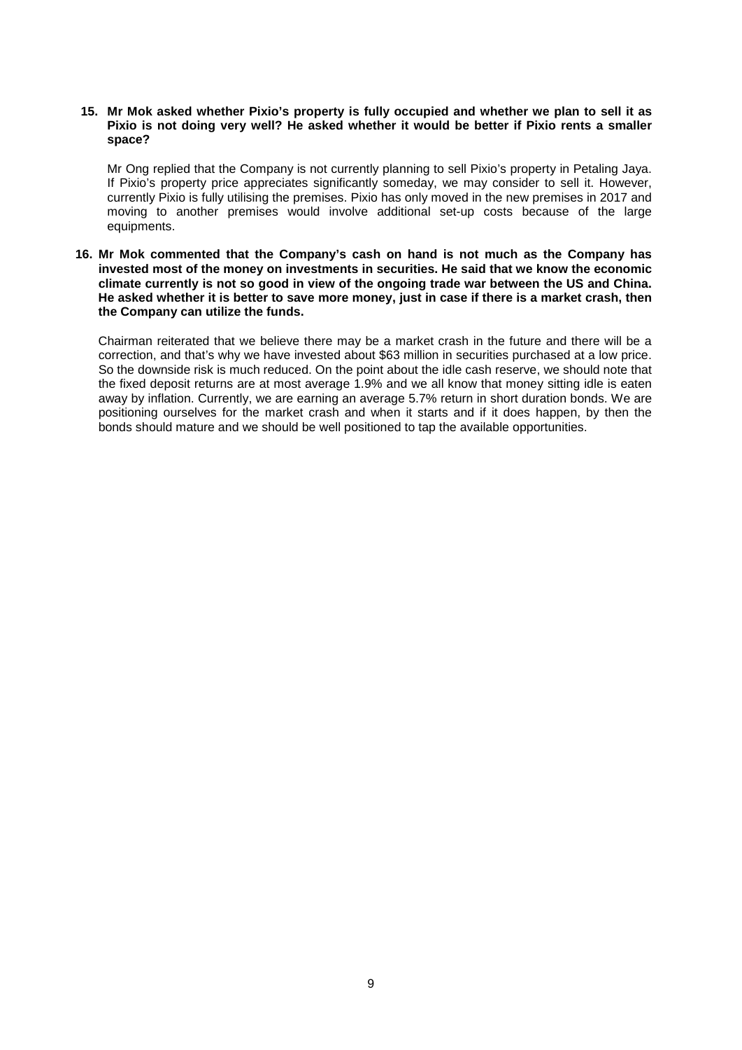15. **Mr Mok asked whether Pixio's property is fully occupied and whether we plan to sell it as Pixio is not doing very well? He asked whether it would be better if Pixio rents a smaller space?**

    Mr Ong replied that the Company is not currently planning to sell Pixio's property in Petaling Jaya. If Pixio's property price appreciates significantly someday, we may consider to sell it. However, currently Pixio is fully utilising the premises. Pixio has only moved in the new premises in 2017 and moving to another premises would involve additional set-up costs because of the large equipments.

16. **Mr Mok commented that the Company's cash on hand is not much as the Company has invested most of the money on investments in securities. He said that we know the economic climate currently is not so good in view of the ongoing trade war between the US and China. He asked whether it is better to save more money, just in case if there is a market crash, then the Company can utilize the funds.**

    Chairman reiterated that we believe there may be a market crash in the future and there will be a correction, and that's why we have invested about $63 million in securities purchased at a low price. So the downside risk is much reduced. On the point about the idle cash reserve, we should note that the fixed deposit returns are at most average 1.9% and we all know that money sitting idle is eaten away by inflation. Currently, we are earning an average 5.7% return in short duration bonds. We are positioning ourselves for the market crash and when it starts and if it does happen, by then the bonds should mature and we should be well positioned to tap the available opportunities.